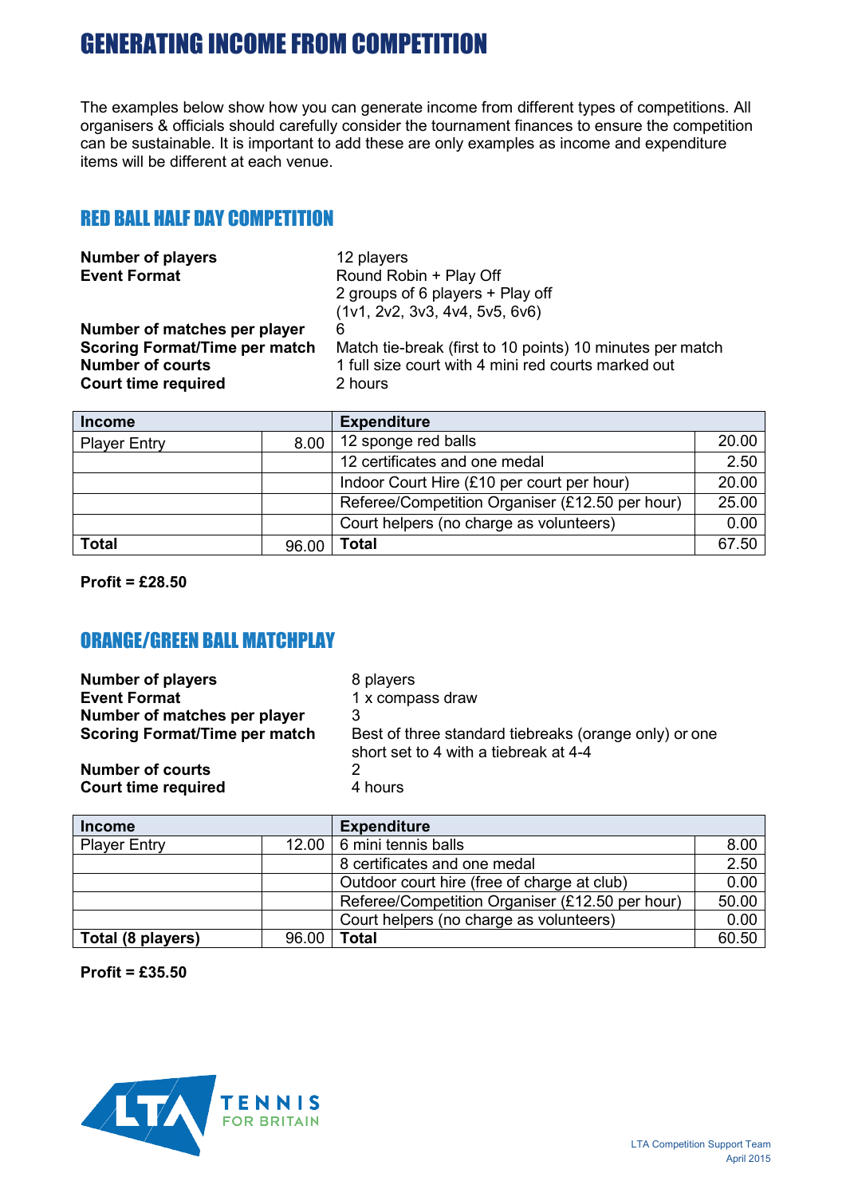# GENERATING INCOME FROM COMPETITION

The examples below show how you can generate income from different types of competitions. All organisers & officials should carefully consider the tournament finances to ensure the competition can be sustainable. It is important to add these are only examples as income and expenditure items will be different at each venue.

## RED BALL HALF DAY COMPETITION

**Number of players** 12 players
**Event Format** Round Robin + Play Off
2 groups of 6 players + Play off
(1v1, 2v2, 3v3, 4v4, 5v5, 6v6)
**Number of matches per player** 6
**Scoring Format/Time per match** Match tie-break (first to 10 points) 10 minutes per match
**Number of courts** 1 full size court with 4 mini red courts marked out
**Court time required** 2 hours

| Income | | Expenditure | |
|---|---|---|---|
| Player Entry | 8.00 | 12 sponge red balls | 20.00 |
| | | 12 certificates and one medal | 2.50 |
| | | Indoor Court Hire (£10 per court per hour) | 20.00 |
| | | Referee/Competition Organiser (£12.50 per hour) | 25.00 |
| | | Court helpers (no charge as volunteers) | 0.00 |
| **Total** | 96.00 | **Total** | 67.50 |

**Profit = £28.50**

## ORANGE/GREEN BALL MATCHPLAY

**Number of players** 8 players
**Event Format** 1 x compass draw
**Number of matches per player** 3
**Scoring Format/Time per match** Best of three standard tiebreaks (orange only) or one short set to 4 with a tiebreak at 4-4
**Number of courts** 2
**Court time required** 4 hours

| Income | | Expenditure | |
|---|---|---|---|
| Player Entry | 12.00 | 6 mini tennis balls | 8.00 |
| | | 8 certificates and one medal | 2.50 |
| | | Outdoor court hire (free of charge at club) | 0.00 |
| | | Referee/Competition Organiser (£12.50 per hour) | 50.00 |
| | | Court helpers (no charge as volunteers) | 0.00 |
| **Total (8 players)** | 96.00 | **Total** | 60.50 |

**Profit = £35.50**

LTA Competition Support Team
April 2015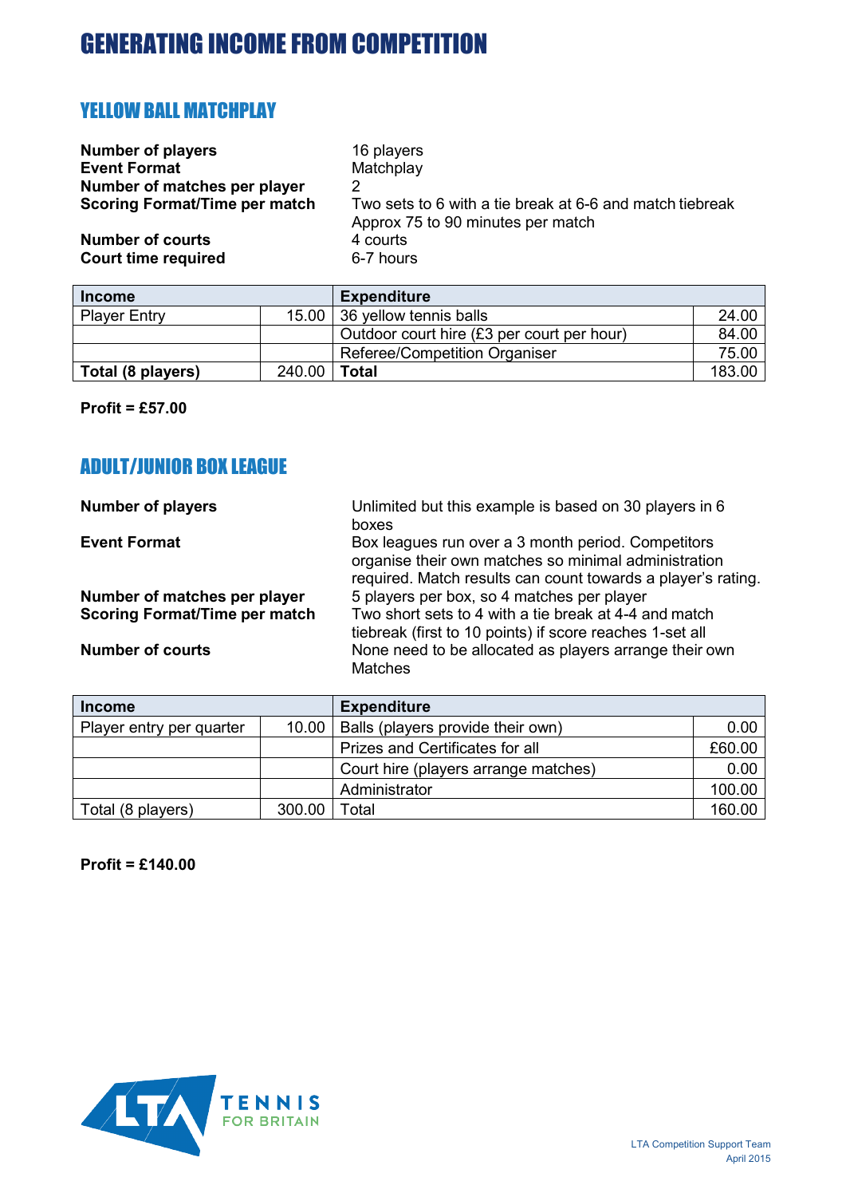# GENERATING INCOME FROM COMPETITION

## YELLOW BALL MATCHPLAY

**Number of players** 16 players
**Event Format** Matchplay
**Number of matches per player** 2
**Scoring Format/Time per match** Two sets to 6 with a tie break at 6-6 and match tiebreak
Approx 75 to 90 minutes per match
**Number of courts** 4 courts
**Court time required** 6-7 hours

| Income | | Expenditure | |
|---|---|---|---|
| Player Entry | 15.00 | 36 yellow tennis balls | 24.00 |
| | | Outdoor court hire (£3 per court per hour) | 84.00 |
| | | Referee/Competition Organiser | 75.00 |
| **Total (8 players)** | 240.00 | **Total** | 183.00 |

**Profit = £57.00**

## ADULT/JUNIOR BOX LEAGUE

**Number of players** Unlimited but this example is based on 30 players in 6 boxes
**Event Format** Box leagues run over a 3 month period. Competitors organise their own matches so minimal administration required. Match results can count towards a player's rating.
**Number of matches per player** 5 players per box, so 4 matches per player
**Scoring Format/Time per match** Two short sets to 4 with a tie break at 4-4 and match tiebreak (first to 10 points) if score reaches 1-set all
**Number of courts** None need to be allocated as players arrange their own Matches

| Income | | Expenditure | |
|---|---|---|---|
| Player entry per quarter | 10.00 | Balls (players provide their own) | 0.00 |
| | | Prizes and Certificates for all | £60.00 |
| | | Court hire (players arrange matches) | 0.00 |
| | | Administrator | 100.00 |
| Total (8 players) | 300.00 | Total | 160.00 |

**Profit = £140.00**

LTA Competition Support Team
April 2015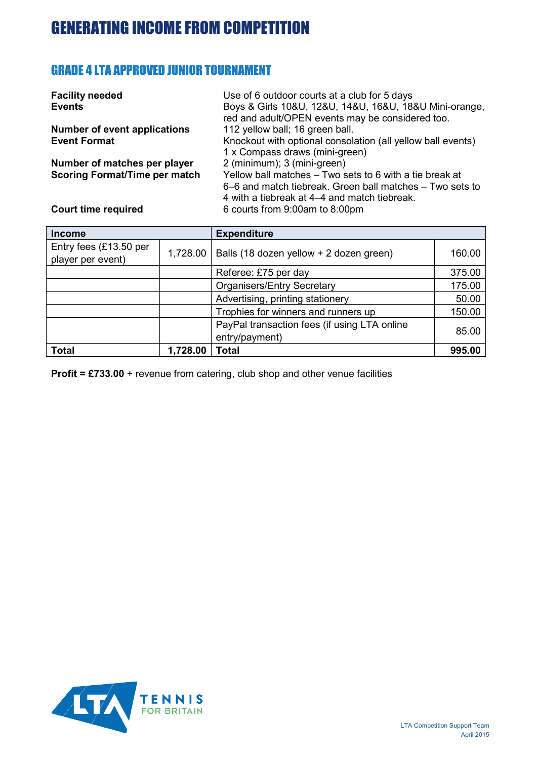# GENERATING INCOME FROM COMPETITION

## GRADE 4 LTA APPROVED JUNIOR TOURNAMENT

**Facility needed** Use of 6 outdoor courts at a club for 5 days

**Events** Boys & Girls 10&U, 12&U, 14&U, 16&U, 18&U Mini-orange, red and adult/OPEN events may be considered too.

**Number of event applications** 112 yellow ball; 16 green ball.

**Event Format** Knockout with optional consolation (all yellow ball events) 1 x Compass draws (mini-green)

**Number of matches per player** 2 (minimum); 3 (mini-green)

**Scoring Format/Time per match** Yellow ball matches – Two sets to 6 with a tie break at 6–6 and match tiebreak. Green ball matches – Two sets to 4 with a tiebreak at 4–4 and match tiebreak.

**Court time required** 6 courts from 9:00am to 8:00pm

| Income | | Expenditure | |
|---|---|---|---|
| Entry fees (£13.50 per player per event) | 1,728.00 | Balls (18 dozen yellow + 2 dozen green) | 160.00 |
| | | Referee: £75 per day | 375.00 |
| | | Organisers/Entry Secretary | 175.00 |
| | | Advertising, printing stationery | 50.00 |
| | | Trophies for winners and runners up | 150.00 |
| | | PayPal transaction fees (if using LTA online entry/payment) | 85.00 |
| **Total** | **1,728.00** | **Total** | **995.00** |

**Profit = £733.00** + revenue from catering, club shop and other venue facilities

LTA Competition Support Team
April 2015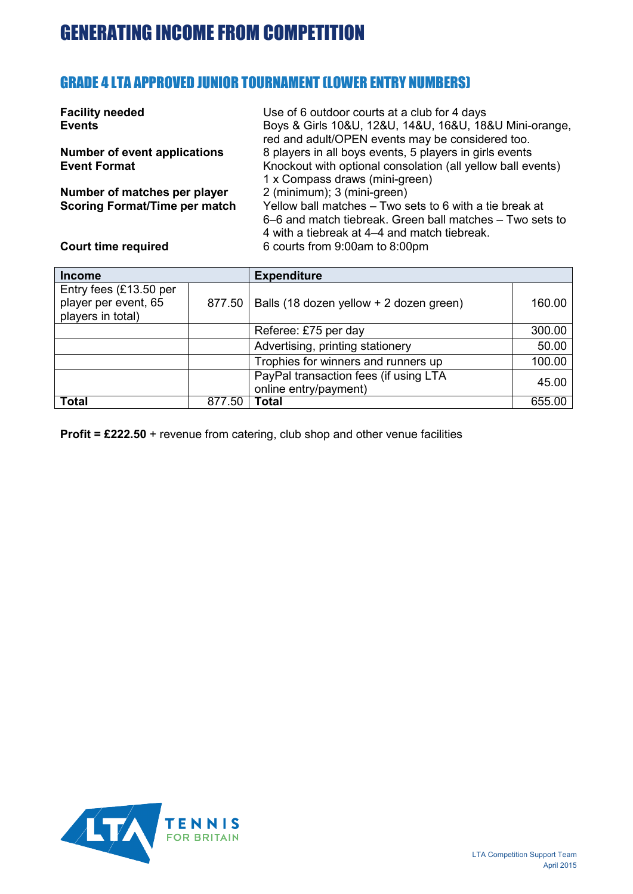# GENERATING INCOME FROM COMPETITION

## GRADE 4 LTA APPROVED JUNIOR TOURNAMENT (LOWER ENTRY NUMBERS)

**Facility needed** Use of 6 outdoor courts at a club for 4 days

**Events** Boys & Girls 10&U, 12&U, 14&U, 16&U, 18&U Mini-orange, red and adult/OPEN events may be considered too.

**Number of event applications** 8 players in all boys events, 5 players in girls events

**Event Format** Knockout with optional consolation (all yellow ball events) 1 x Compass draws (mini-green)

**Number of matches per player** 2 (minimum); 3 (mini-green)

**Scoring Format/Time per match** Yellow ball matches – Two sets to 6 with a tie break at 6–6 and match tiebreak. Green ball matches – Two sets to 4 with a tiebreak at 4–4 and match tiebreak.

**Court time required** 6 courts from 9:00am to 8:00pm

| **Income** | | **Expenditure** | |
|---|---|---|---|
| Entry fees (£13.50 per player per event, 65 players in total) | 877.50 | Balls (18 dozen yellow + 2 dozen green) | 160.00 |
| | | Referee: £75 per day | 300.00 |
| | | Advertising, printing stationery | 50.00 |
| | | Trophies for winners and runners up | 100.00 |
| | | PayPal transaction fees (if using LTA online entry/payment) | 45.00 |
| **Total** | 877.50 | **Total** | 655.00 |

**Profit = £222.50** + revenue from catering, club shop and other venue facilities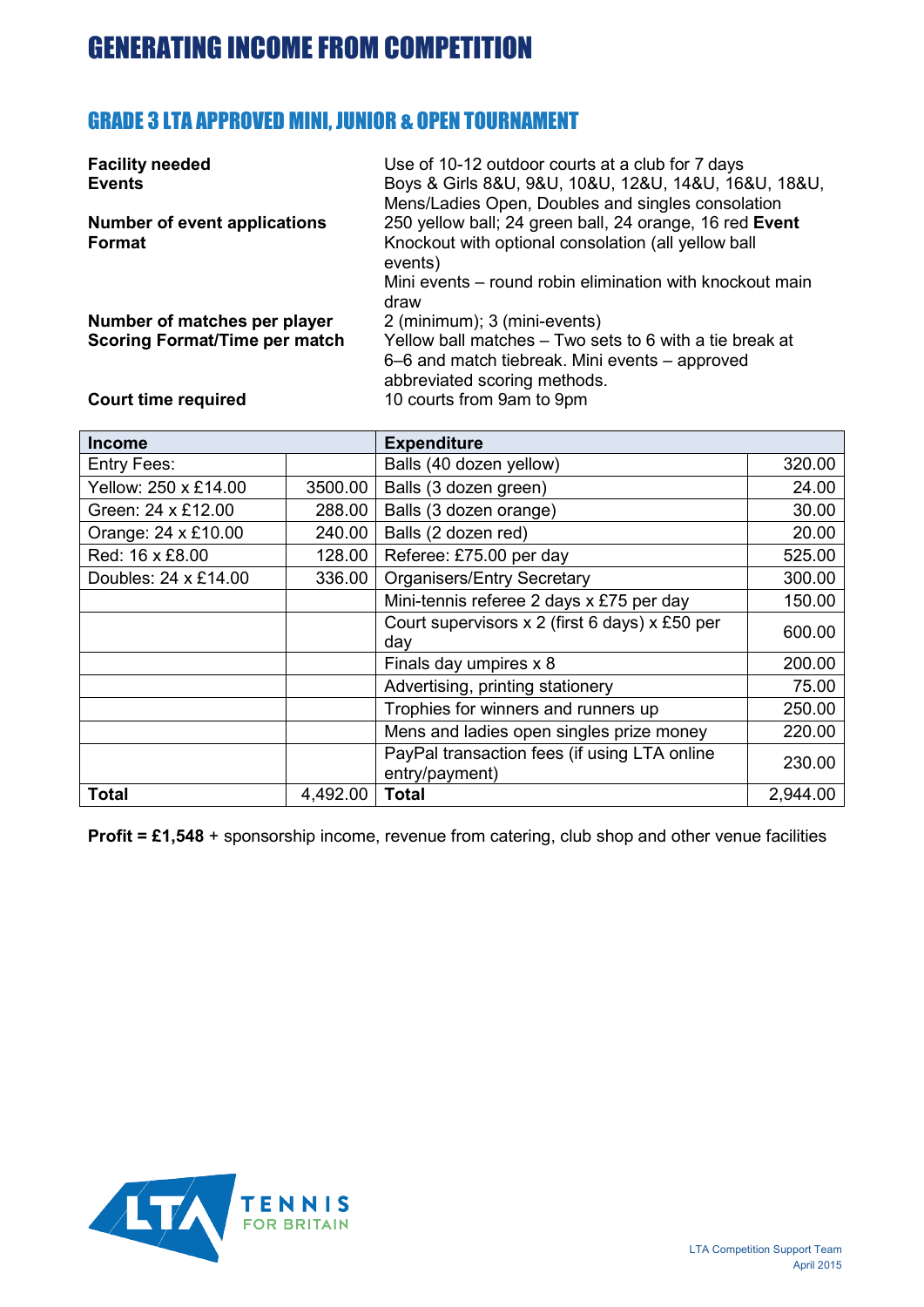# GENERATING INCOME FROM COMPETITION

## GRADE 3 LTA APPROVED MINI, JUNIOR & OPEN TOURNAMENT

| | |
|---|---|
| **Facility needed** | Use of 10-12 outdoor courts at a club for 7 days |
| **Events** | Boys & Girls 8&U, 9&U, 10&U, 12&U, 14&U, 16&U, 18&U, Mens/Ladies Open, Doubles and singles consolation |
| **Number of event applications** | 250 yellow ball; 24 green ball, 24 orange, 16 red **Event** |
| **Format** | Knockout with optional consolation (all yellow ball events)<br>Mini events – round robin elimination with knockout main draw |
| **Number of matches per player** | 2 (minimum); 3 (mini-events) |
| **Scoring Format/Time per match** | Yellow ball matches – Two sets to 6 with a tie break at 6–6 and match tiebreak. Mini events – approved abbreviated scoring methods. |
| **Court time required** | 10 courts from 9am to 9pm |

| **Income** | | **Expenditure** | |
|---|---|---|---|
| Entry Fees: | | Balls (40 dozen yellow) | 320.00 |
| Yellow: 250 x £14.00 | 3500.00 | Balls (3 dozen green) | 24.00 |
| Green: 24 x £12.00 | 288.00 | Balls (3 dozen orange) | 30.00 |
| Orange: 24 x £10.00 | 240.00 | Balls (2 dozen red) | 20.00 |
| Red: 16 x £8.00 | 128.00 | Referee: £75.00 per day | 525.00 |
| Doubles: 24 x £14.00 | 336.00 | Organisers/Entry Secretary | 300.00 |
| | | Mini-tennis referee 2 days x £75 per day | 150.00 |
| | | Court supervisors x 2 (first 6 days) x £50 per day | 600.00 |
| | | Finals day umpires x 8 | 200.00 |
| | | Advertising, printing stationery | 75.00 |
| | | Trophies for winners and runners up | 250.00 |
| | | Mens and ladies open singles prize money | 220.00 |
| | | PayPal transaction fees (if using LTA online entry/payment) | 230.00 |
| **Total** | 4,492.00 | **Total** | 2,944.00 |

**Profit = £1,548** + sponsorship income, revenue from catering, club shop and other venue facilities

LTA TENNIS FOR BRITAIN

LTA Competition Support Team
April 2015